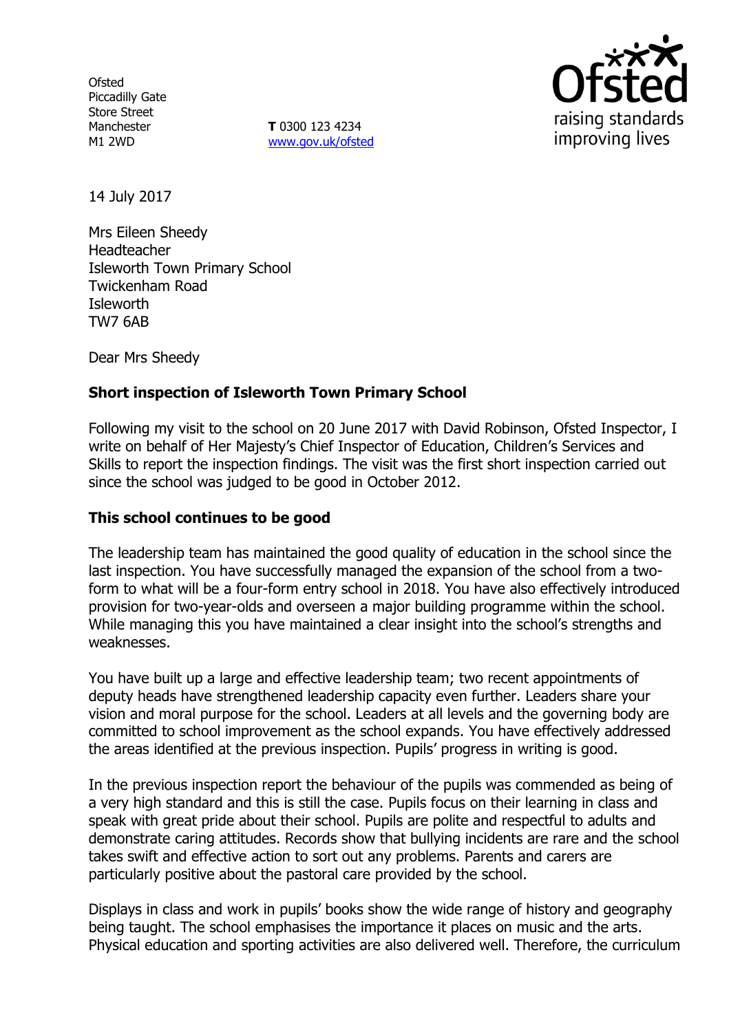Ofsted
Piccadilly Gate
Store Street
Manchester
M1 2WD

**T** 0300 123 4234
www.gov.uk/ofsted

Ofsted
raising standards
improving lives

14 July 2017

Mrs Eileen Sheedy
Headteacher
Isleworth Town Primary School
Twickenham Road
Isleworth
TW7 6AB

Dear Mrs Sheedy

**Short inspection of Isleworth Town Primary School**

Following my visit to the school on 20 June 2017 with David Robinson, Ofsted Inspector, I write on behalf of Her Majesty's Chief Inspector of Education, Children's Services and Skills to report the inspection findings. The visit was the first short inspection carried out since the school was judged to be good in October 2012.

**This school continues to be good**

The leadership team has maintained the good quality of education in the school since the last inspection. You have successfully managed the expansion of the school from a two-form to what will be a four-form entry school in 2018. You have also effectively introduced provision for two-year-olds and overseen a major building programme within the school. While managing this you have maintained a clear insight into the school's strengths and weaknesses.

You have built up a large and effective leadership team; two recent appointments of deputy heads have strengthened leadership capacity even further. Leaders share your vision and moral purpose for the school. Leaders at all levels and the governing body are committed to school improvement as the school expands. You have effectively addressed the areas identified at the previous inspection. Pupils' progress in writing is good.

In the previous inspection report the behaviour of the pupils was commended as being of a very high standard and this is still the case. Pupils focus on their learning in class and speak with great pride about their school. Pupils are polite and respectful to adults and demonstrate caring attitudes. Records show that bullying incidents are rare and the school takes swift and effective action to sort out any problems. Parents and carers are particularly positive about the pastoral care provided by the school.

Displays in class and work in pupils' books show the wide range of history and geography being taught. The school emphasises the importance it places on music and the arts. Physical education and sporting activities are also delivered well. Therefore, the curriculum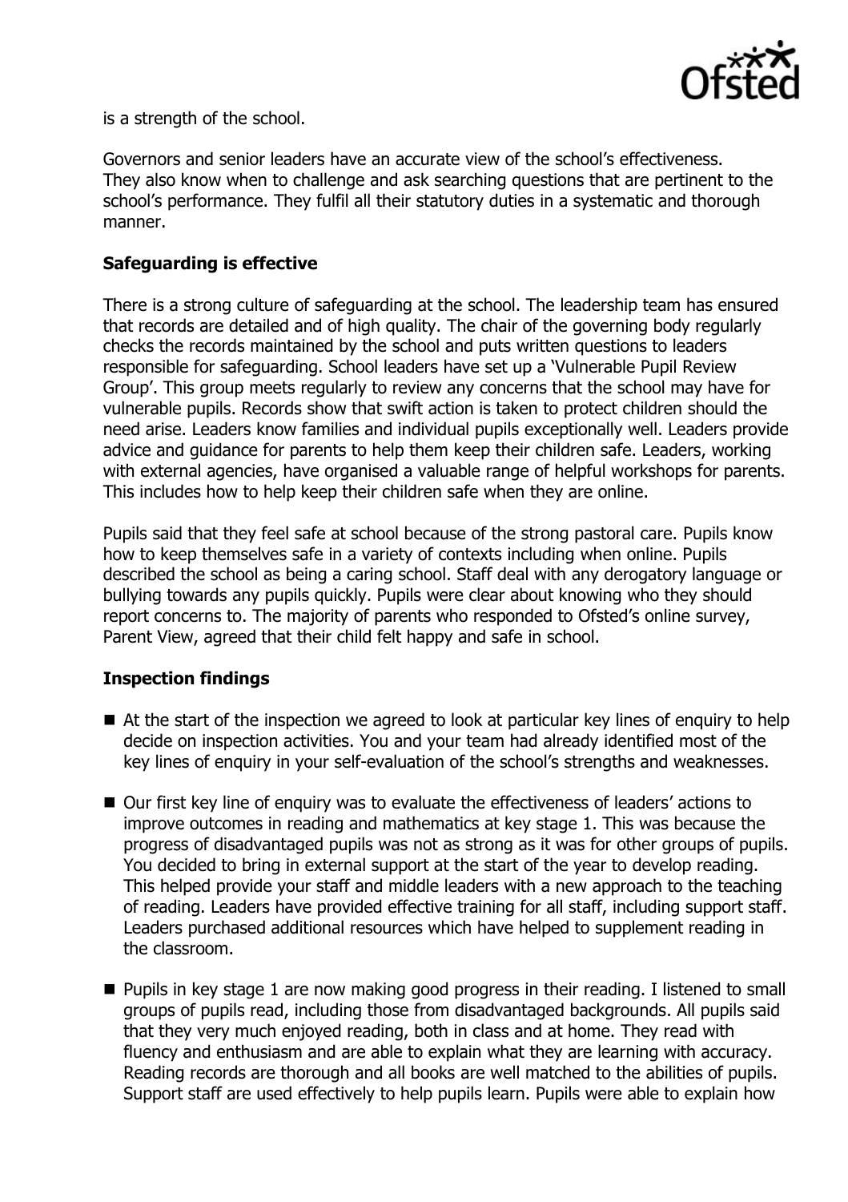is a strength of the school.

Governors and senior leaders have an accurate view of the school's effectiveness. They also know when to challenge and ask searching questions that are pertinent to the school's performance. They fulfil all their statutory duties in a systematic and thorough manner.

**Safeguarding is effective**

There is a strong culture of safeguarding at the school. The leadership team has ensured that records are detailed and of high quality. The chair of the governing body regularly checks the records maintained by the school and puts written questions to leaders responsible for safeguarding. School leaders have set up a 'Vulnerable Pupil Review Group'. This group meets regularly to review any concerns that the school may have for vulnerable pupils. Records show that swift action is taken to protect children should the need arise. Leaders know families and individual pupils exceptionally well. Leaders provide advice and guidance for parents to help them keep their children safe. Leaders, working with external agencies, have organised a valuable range of helpful workshops for parents. This includes how to help keep their children safe when they are online.

Pupils said that they feel safe at school because of the strong pastoral care. Pupils know how to keep themselves safe in a variety of contexts including when online. Pupils described the school as being a caring school. Staff deal with any derogatory language or bullying towards any pupils quickly. Pupils were clear about knowing who they should report concerns to. The majority of parents who responded to Ofsted's online survey, Parent View, agreed that their child felt happy and safe in school.

**Inspection findings**

- At the start of the inspection we agreed to look at particular key lines of enquiry to help decide on inspection activities. You and your team had already identified most of the key lines of enquiry in your self-evaluation of the school's strengths and weaknesses.
- Our first key line of enquiry was to evaluate the effectiveness of leaders' actions to improve outcomes in reading and mathematics at key stage 1. This was because the progress of disadvantaged pupils was not as strong as it was for other groups of pupils. You decided to bring in external support at the start of the year to develop reading. This helped provide your staff and middle leaders with a new approach to the teaching of reading. Leaders have provided effective training for all staff, including support staff. Leaders purchased additional resources which have helped to supplement reading in the classroom.
- Pupils in key stage 1 are now making good progress in their reading. I listened to small groups of pupils read, including those from disadvantaged backgrounds. All pupils said that they very much enjoyed reading, both in class and at home. They read with fluency and enthusiasm and are able to explain what they are learning with accuracy. Reading records are thorough and all books are well matched to the abilities of pupils. Support staff are used effectively to help pupils learn. Pupils were able to explain how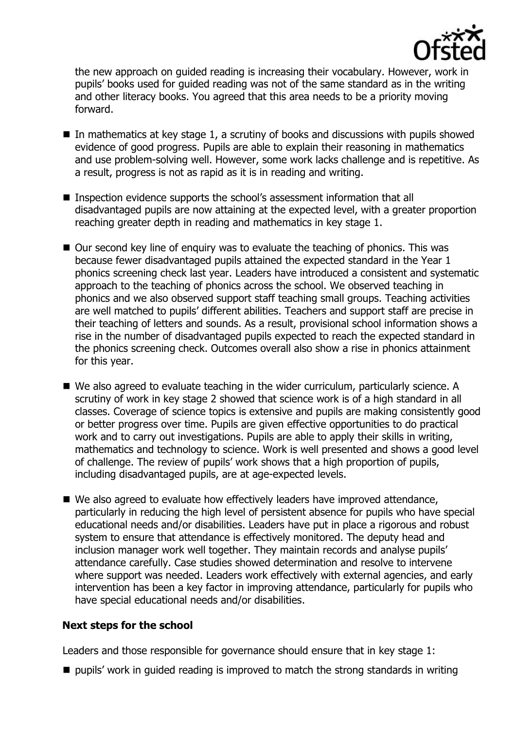the new approach on guided reading is increasing their vocabulary. However, work in pupils' books used for guided reading was not of the same standard as in the writing and other literacy books. You agreed that this area needs to be a priority moving forward.

- In mathematics at key stage 1, a scrutiny of books and discussions with pupils showed evidence of good progress. Pupils are able to explain their reasoning in mathematics and use problem-solving well. However, some work lacks challenge and is repetitive. As a result, progress is not as rapid as it is in reading and writing.

- Inspection evidence supports the school's assessment information that all disadvantaged pupils are now attaining at the expected level, with a greater proportion reaching greater depth in reading and mathematics in key stage 1.

- Our second key line of enquiry was to evaluate the teaching of phonics. This was because fewer disadvantaged pupils attained the expected standard in the Year 1 phonics screening check last year. Leaders have introduced a consistent and systematic approach to the teaching of phonics across the school. We observed teaching in phonics and we also observed support staff teaching small groups. Teaching activities are well matched to pupils' different abilities. Teachers and support staff are precise in their teaching of letters and sounds. As a result, provisional school information shows a rise in the number of disadvantaged pupils expected to reach the expected standard in the phonics screening check. Outcomes overall also show a rise in phonics attainment for this year.

- We also agreed to evaluate teaching in the wider curriculum, particularly science. A scrutiny of work in key stage 2 showed that science work is of a high standard in all classes. Coverage of science topics is extensive and pupils are making consistently good or better progress over time. Pupils are given effective opportunities to do practical work and to carry out investigations. Pupils are able to apply their skills in writing, mathematics and technology to science. Work is well presented and shows a good level of challenge. The review of pupils' work shows that a high proportion of pupils, including disadvantaged pupils, are at age-expected levels.

- We also agreed to evaluate how effectively leaders have improved attendance, particularly in reducing the high level of persistent absence for pupils who have special educational needs and/or disabilities. Leaders have put in place a rigorous and robust system to ensure that attendance is effectively monitored. The deputy head and inclusion manager work well together. They maintain records and analyse pupils' attendance carefully. Case studies showed determination and resolve to intervene where support was needed. Leaders work effectively with external agencies, and early intervention has been a key factor in improving attendance, particularly for pupils who have special educational needs and/or disabilities.

### Next steps for the school

Leaders and those responsible for governance should ensure that in key stage 1:

- pupils' work in guided reading is improved to match the strong standards in writing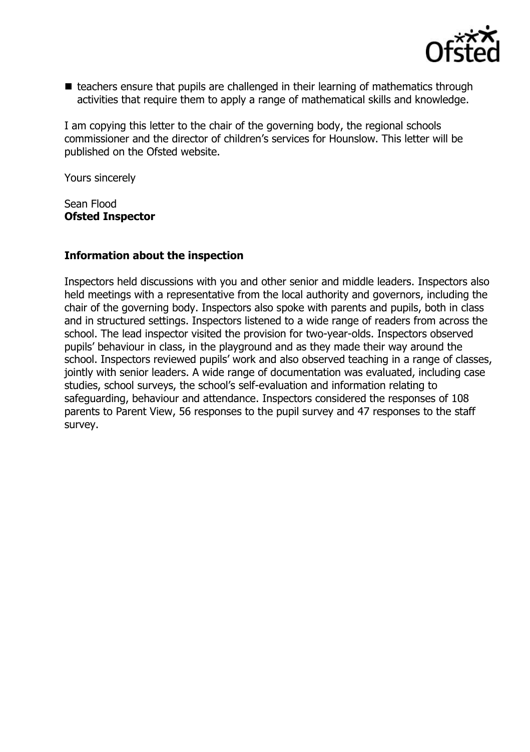- teachers ensure that pupils are challenged in their learning of mathematics through activities that require them to apply a range of mathematical skills and knowledge.

I am copying this letter to the chair of the governing body, the regional schools commissioner and the director of children's services for Hounslow. This letter will be published on the Ofsted website.

Yours sincerely

Sean Flood
**Ofsted Inspector**

## Information about the inspection

Inspectors held discussions with you and other senior and middle leaders. Inspectors also held meetings with a representative from the local authority and governors, including the chair of the governing body. Inspectors also spoke with parents and pupils, both in class and in structured settings. Inspectors listened to a wide range of readers from across the school. The lead inspector visited the provision for two-year-olds. Inspectors observed pupils' behaviour in class, in the playground and as they made their way around the school. Inspectors reviewed pupils' work and also observed teaching in a range of classes, jointly with senior leaders. A wide range of documentation was evaluated, including case studies, school surveys, the school's self-evaluation and information relating to safeguarding, behaviour and attendance. Inspectors considered the responses of 108 parents to Parent View, 56 responses to the pupil survey and 47 responses to the staff survey.